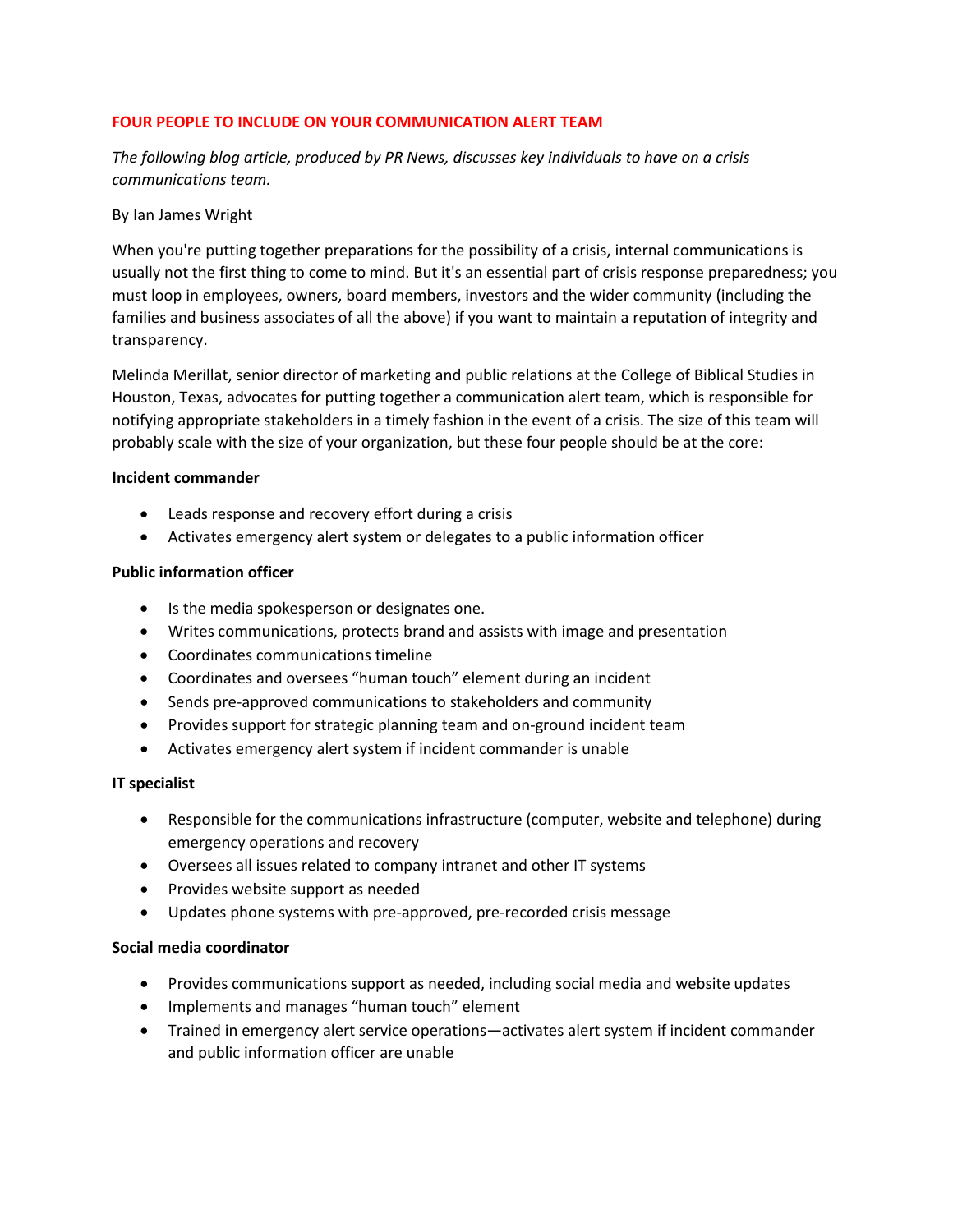# FOUR PEOPLE TO INCLUDE ON YOUR COMMUNICATION ALERT TEAM

*The following blog article, produced by PR News, discusses key individuals to have on a crisis communications team.*

By Ian James Wright

When you're putting together preparations for the possibility of a crisis, internal communications is usually not the first thing to come to mind. But it's an essential part of crisis response preparedness; you must loop in employees, owners, board members, investors and the wider community (including the families and business associates of all the above) if you want to maintain a reputation of integrity and transparency.

Melinda Merillat, senior director of marketing and public relations at the College of Biblical Studies in Houston, Texas, advocates for putting together a communication alert team, which is responsible for notifying appropriate stakeholders in a timely fashion in the event of a crisis. The size of this team will probably scale with the size of your organization, but these four people should be at the core:

**Incident commander**

- Leads response and recovery effort during a crisis
- Activates emergency alert system or delegates to a public information officer

**Public information officer**

- Is the media spokesperson or designates one.
- Writes communications, protects brand and assists with image and presentation
- Coordinates communications timeline
- Coordinates and oversees "human touch" element during an incident
- Sends pre-approved communications to stakeholders and community
- Provides support for strategic planning team and on-ground incident team
- Activates emergency alert system if incident commander is unable

**IT specialist**

- Responsible for the communications infrastructure (computer, website and telephone) during emergency operations and recovery
- Oversees all issues related to company intranet and other IT systems
- Provides website support as needed
- Updates phone systems with pre-approved, pre-recorded crisis message

**Social media coordinator**

- Provides communications support as needed, including social media and website updates
- Implements and manages "human touch" element
- Trained in emergency alert service operations—activates alert system if incident commander and public information officer are unable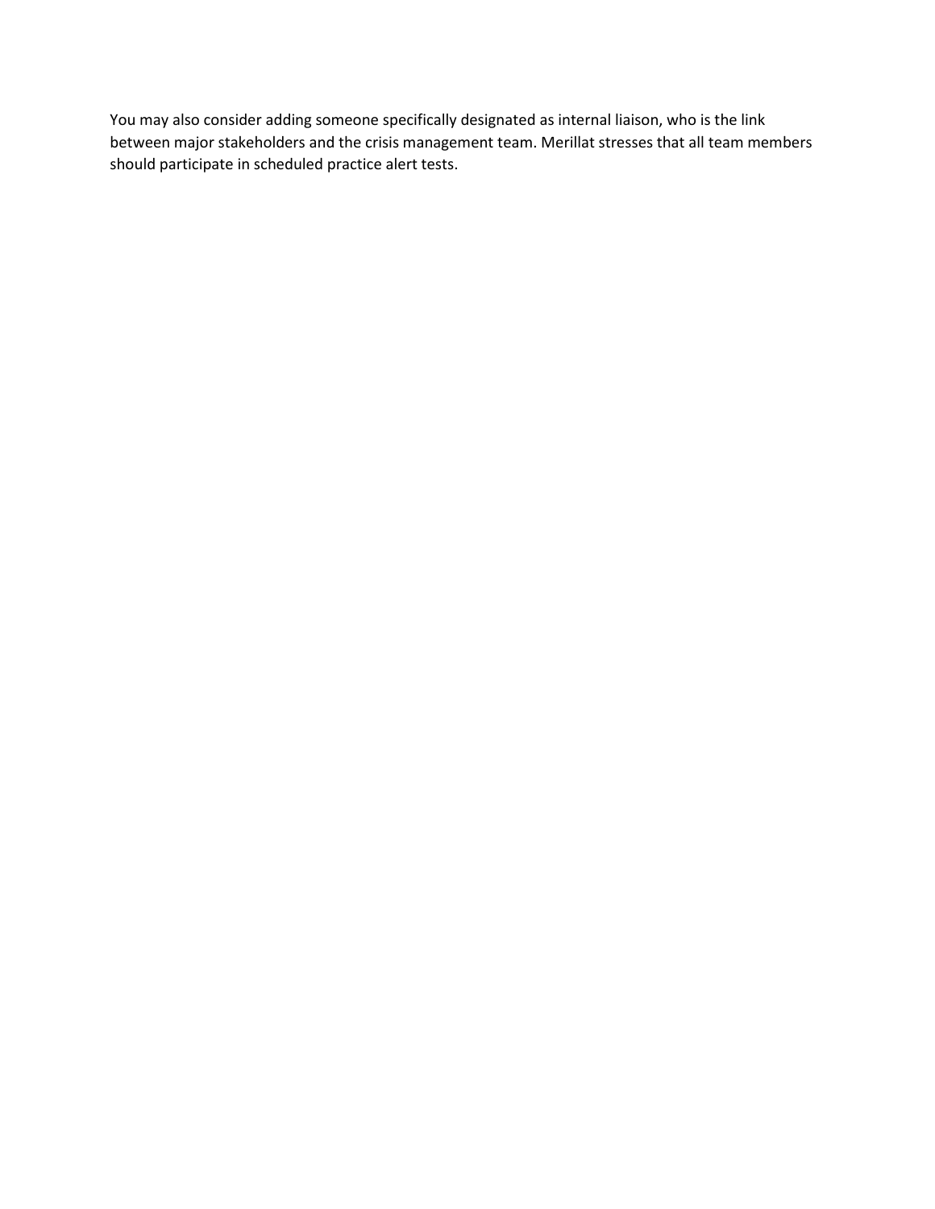You may also consider adding someone specifically designated as internal liaison, who is the link between major stakeholders and the crisis management team. Merillat stresses that all team members should participate in scheduled practice alert tests.